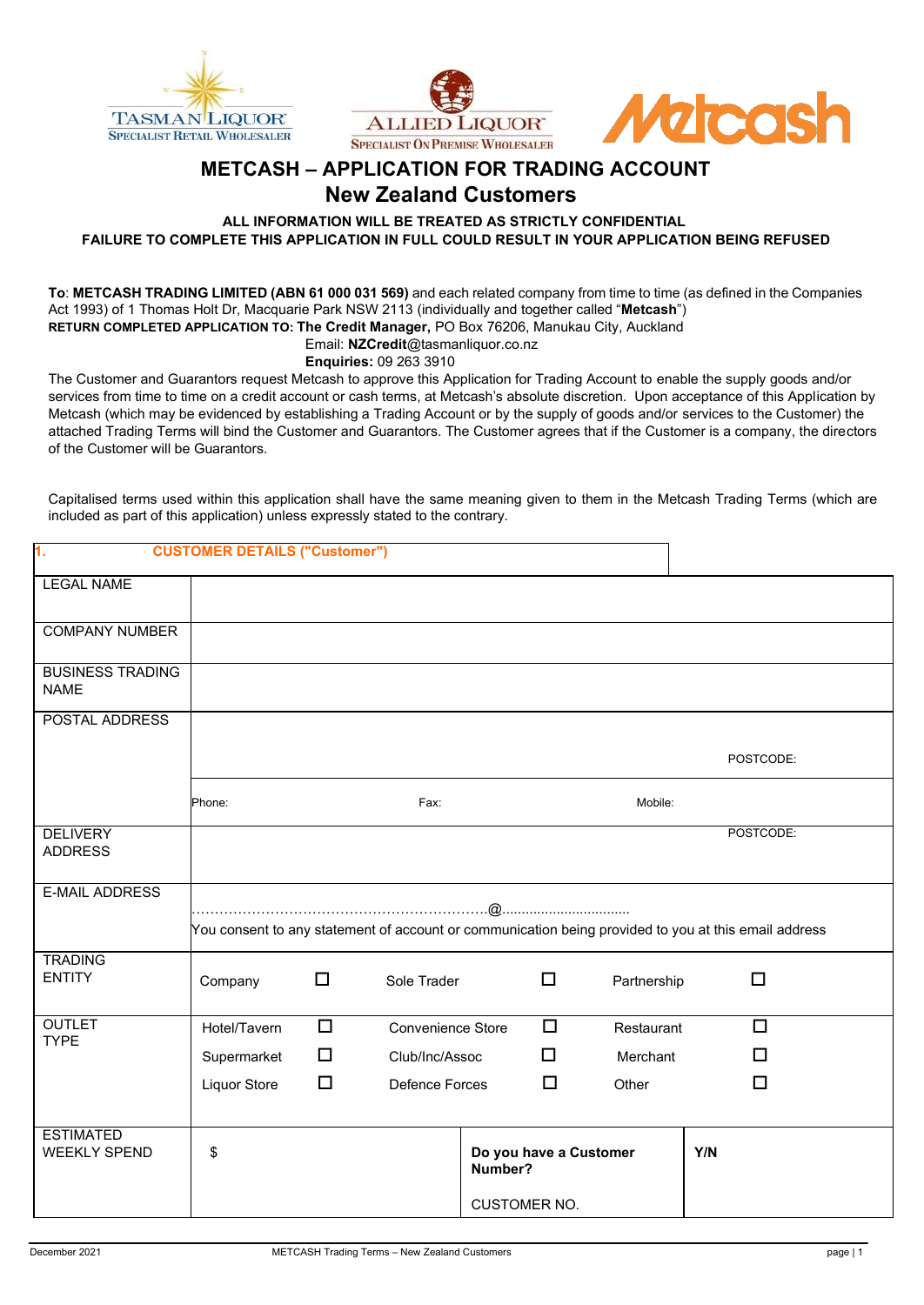TASMAN LIQUOR SPECIALIST RETAIL WHOLESALER — ALLIED LIQUOR SPECIALIST ON PREMISE WHOLESALER — Metcash

# METCASH – APPLICATION FOR TRADING ACCOUNT
# New Zealand Customers

**ALL INFORMATION WILL BE TREATED AS STRICTLY CONFIDENTIAL**
**FAILURE TO COMPLETE THIS APPLICATION IN FULL COULD RESULT IN YOUR APPLICATION BEING REFUSED**

**To**: **METCASH TRADING LIMITED (ABN 61 000 031 569)** and each related company from time to time (as defined in the Companies Act 1993) of 1 Thomas Holt Dr, Macquarie Park NSW 2113 (individually and together called "**Metcash**")
**RETURN COMPLETED APPLICATION TO: The Credit Manager,** PO Box 76206, Manukau City, Auckland
Email: **NZCredit**@tasmanliquor.co.nz
**Enquiries:** 09 263 3910

The Customer and Guarantors request Metcash to approve this Application for Trading Account to enable the supply goods and/or services from time to time on a credit account or cash terms, at Metcash's absolute discretion. Upon acceptance of this Application by Metcash (which may be evidenced by establishing a Trading Account or by the supply of goods and/or services to the Customer) the attached Trading Terms will bind the Customer and Guarantors. The Customer agrees that if the Customer is a company, the directors of the Customer will be Guarantors.

Capitalised terms used within this application shall have the same meaning given to them in the Metcash Trading Terms (which are included as part of this application) unless expressly stated to the contrary.

## 1. CUSTOMER DETAILS ("Customer")

| | | | | | | |
|---|---|---|---|---|---|---|
| LEGAL NAME | | | | | | |
| COMPANY NUMBER | | | | | | |
| BUSINESS TRADING NAME | | | | | | |
| POSTAL ADDRESS | | | | | POSTCODE: | |
| | Phone: | | Fax: | | Mobile: | |
| DELIVERY ADDRESS | | | | | POSTCODE: | |
| E-MAIL ADDRESS | ……………………………………………………….@................................ You consent to any statement of account or communication being provided to you at this email address | | | | | |
| TRADING ENTITY | Company | ☐ | Sole Trader | ☐ | Partnership | ☐ |
| OUTLET TYPE | Hotel/Tavern | ☐ | Convenience Store | ☐ | Restaurant | ☐ |
| | Supermarket | ☐ | Club/Inc/Assoc | ☐ | Merchant | ☐ |
| | Liquor Store | ☐ | Defence Forces | ☐ | Other | ☐ |
| ESTIMATED WEEKLY SPEND | $ | | **Do you have a Customer Number?** | | **Y/N** | |
| | | | CUSTOMER NO. | | | |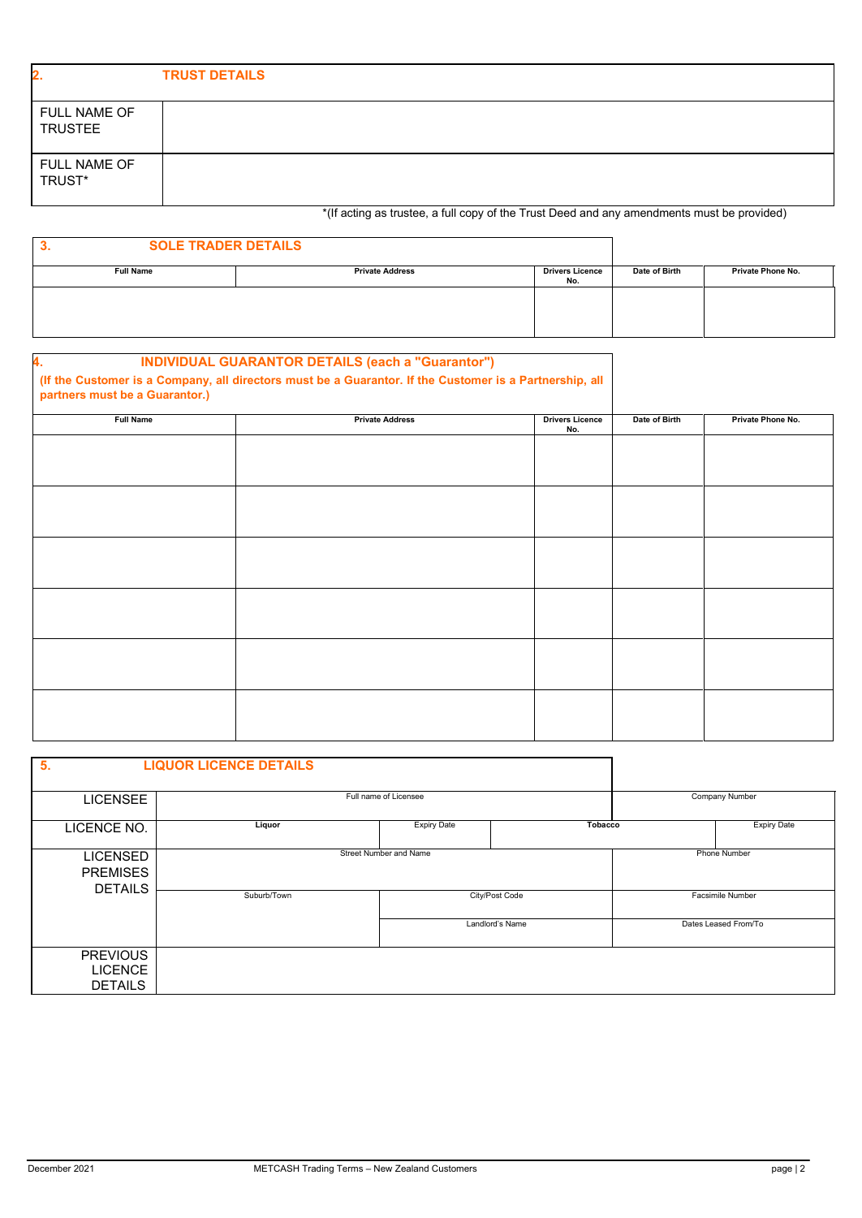## 2. TRUST DETAILS

| | |
|---|---|
| FULL NAME OF TRUSTEE | |
| FULL NAME OF TRUST* | |

*(If acting as trustee, a full copy of the Trust Deed and any amendments must be provided)

## 3. SOLE TRADER DETAILS

| Full Name | Private Address | Drivers Licence No. | Date of Birth | Private Phone No. |
|---|---|---|---|---|
| | | | | |

## 4. INDIVIDUAL GUARANTOR DETAILS (each a "Guarantor")

**(If the Customer is a Company, all directors must be a Guarantor. If the Customer is a Partnership, all partners must be a Guarantor.)**

| Full Name | Private Address | Drivers Licence No. | Date of Birth | Private Phone No. |
|---|---|---|---|---|
| | | | | |
| | | | | |
| | | | | |
| | | | | |
| | | | | |
| | | | | |

## 5. LIQUOR LICENCE DETAILS

| | | | | | |
|---|---|---|---|---|---|
| LICENSEE | Full name of Licensee | | | Company Number | |
| LICENCE NO. | Liquor | Expiry Date | Tobacco | | Expiry Date |
| LICENSED PREMISES DETAILS | Street Number and Name | | | Phone Number | |
| | Suburb/Town | City/Post Code | | Facsimile Number | |
| | | Landlord's Name | | Dates Leased From/To | |
| PREVIOUS LICENCE DETAILS | | | | | |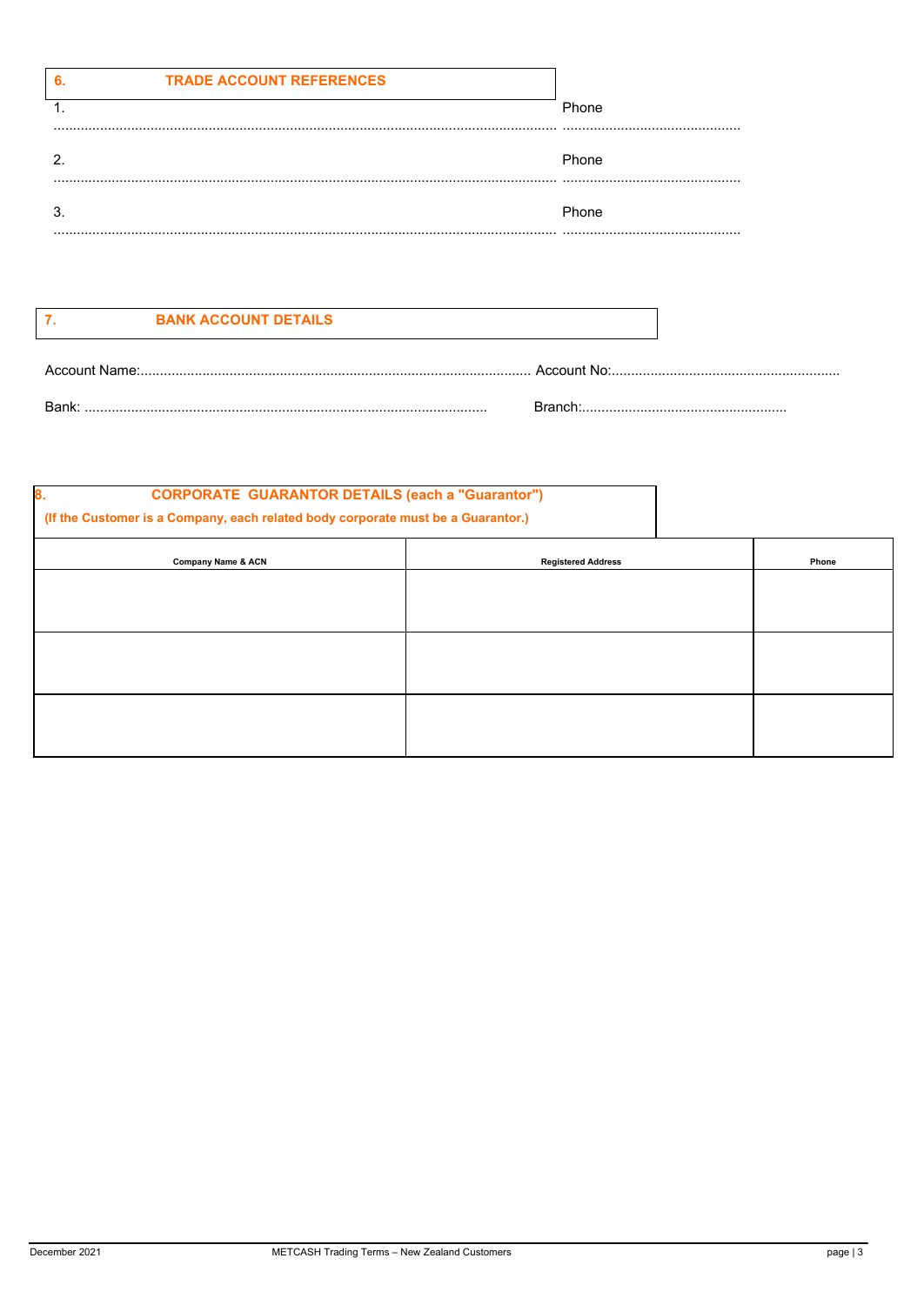## 6. TRADE ACCOUNT REFERENCES

1. ...................................................................................................................................... Phone .............................................

2. ...................................................................................................................................... Phone .............................................

3. ...................................................................................................................................... Phone .............................................

## 7. BANK ACCOUNT DETAILS

Account Name:..................................................................................................... Account No:...........................................................

Bank: ....................................................................................................... Branch:.....................................................

## 8. CORPORATE GUARANTOR DETAILS (each a "Guarantor")

**(If the Customer is a Company, each related body corporate must be a Guarantor.)**

| Company Name & ACN | Registered Address | Phone |
|---|---|---|
| | | |
| | | |
| | | |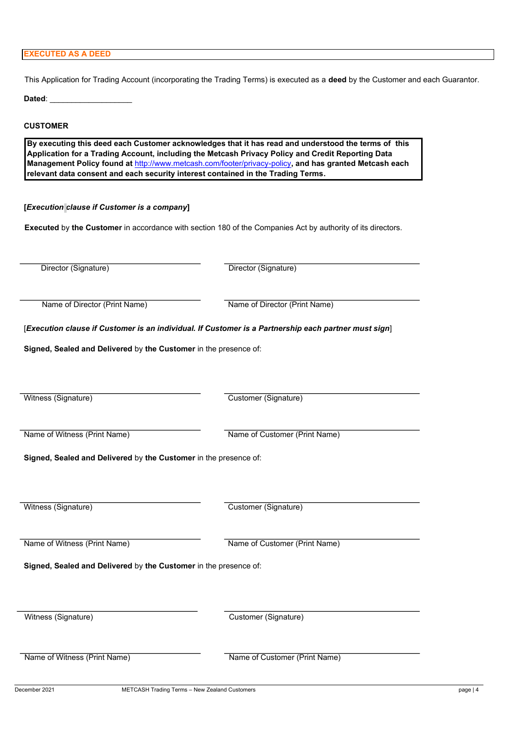## EXECUTED AS A DEED

This Application for Trading Account (incorporating the Trading Terms) is executed as a **deed** by the Customer and each Guarantor.

**Dated**: ___________________

**CUSTOMER**

**By executing this deed each Customer acknowledges that it has read and understood the terms of this Application for a Trading Account, including the Metcash Privacy Policy and Credit Reporting Data Management Policy found at http://www.metcash.com/footer/privacy-policy, and has granted Metcash each relevant data consent and each security interest contained in the Trading Terms.**

**[*Execution clause if Customer is a company*]**

**Executed** by **the Customer** in accordance with section 180 of the Companies Act by authority of its directors.

| | |
|---|---|
| Director (Signature) | Director (Signature) |
| Name of Director (Print Name) | Name of Director (Print Name) |

[***Execution clause if Customer is an individual. If Customer is a Partnership each partner must sign***]

**Signed, Sealed and Delivered** by **the Customer** in the presence of:

| | |
|---|---|
| Witness (Signature) | Customer (Signature) |
| Name of Witness (Print Name) | Name of Customer (Print Name) |

**Signed, Sealed and Delivered** by **the Customer** in the presence of:

| | |
|---|---|
| Witness (Signature) | Customer (Signature) |
| Name of Witness (Print Name) | Name of Customer (Print Name) |

**Signed, Sealed and Delivered** by **the Customer** in the presence of:

| | |
|---|---|
| Witness (Signature) | Customer (Signature) |
| Name of Witness (Print Name) | Name of Customer (Print Name) |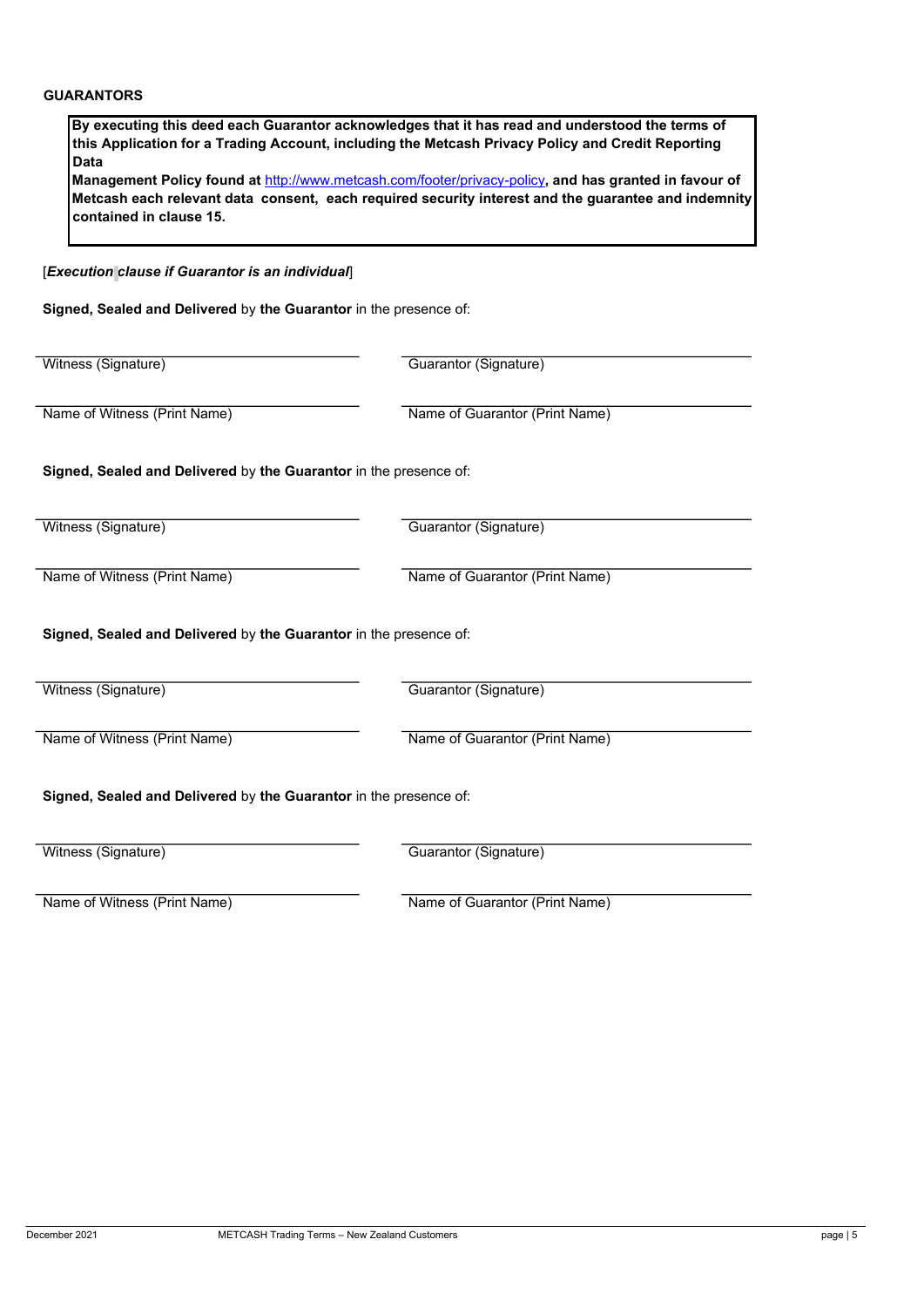**GUARANTORS**

**By executing this deed each Guarantor acknowledges that it has read and understood the terms of this Application for a Trading Account, including the Metcash Privacy Policy and Credit Reporting Data**
**Management Policy found at http://www.metcash.com/footer/privacy-policy, and has granted in favour of Metcash each relevant data consent, each required security interest and the guarantee and indemnity contained in clause 15.**

[*Execution clause if Guarantor is an individual*]

**Signed, Sealed and Delivered** by **the Guarantor** in the presence of:

| | |
|---|---|
| Witness (Signature) | Guarantor (Signature) |
| Name of Witness (Print Name) | Name of Guarantor (Print Name) |

**Signed, Sealed and Delivered** by **the Guarantor** in the presence of:

| | |
|---|---|
| Witness (Signature) | Guarantor (Signature) |
| Name of Witness (Print Name) | Name of Guarantor (Print Name) |

**Signed, Sealed and Delivered** by **the Guarantor** in the presence of:

| | |
|---|---|
| Witness (Signature) | Guarantor (Signature) |
| Name of Witness (Print Name) | Name of Guarantor (Print Name) |

**Signed, Sealed and Delivered** by **the Guarantor** in the presence of:

| | |
|---|---|
| Witness (Signature) | Guarantor (Signature) |
| Name of Witness (Print Name) | Name of Guarantor (Print Name) |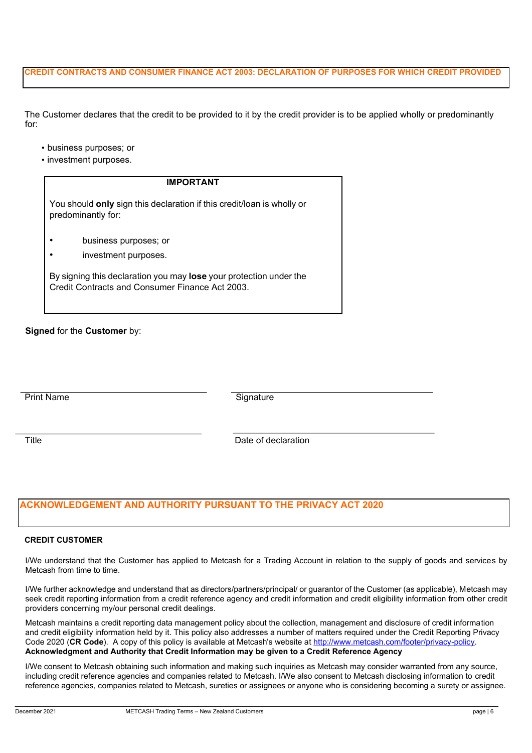## CREDIT CONTRACTS AND CONSUMER FINANCE ACT 2003: DECLARATION OF PURPOSES FOR WHICH CREDIT PROVIDED

The Customer declares that the credit to be provided to it by the credit provider is to be applied wholly or predominantly for:

- business purposes; or
- investment purposes.

> **IMPORTANT**
>
> You should **only** sign this declaration if this credit/loan is wholly or predominantly for:
>
> - business purposes; or
> - investment purposes.
>
> By signing this declaration you may **lose** your protection under the Credit Contracts and Consumer Finance Act 2003.

**Signed** for the **Customer** by:

| | |
|---|---|
| Print Name | Signature |
| Title | Date of declaration |

## ACKNOWLEDGEMENT AND AUTHORITY PURSUANT TO THE PRIVACY ACT 2020

**CREDIT CUSTOMER**

I/We understand that the Customer has applied to Metcash for a Trading Account in relation to the supply of goods and services by Metcash from time to time.

I/We further acknowledge and understand that as directors/partners/principal/ or guarantor of the Customer (as applicable), Metcash may seek credit reporting information from a credit reference agency and credit information and credit eligibility information from other credit providers concerning my/our personal credit dealings.

Metcash maintains a credit reporting data management policy about the collection, management and disclosure of credit information and credit eligibility information held by it. This policy also addresses a number of matters required under the Credit Reporting Privacy Code 2020 (**CR Code**). A copy of this policy is available at Metcash's website at http://www.metcash.com/footer/privacy-policy.

**Acknowledgment and Authority that Credit Information may be given to a Credit Reference Agency**

I/We consent to Metcash obtaining such information and making such inquiries as Metcash may consider warranted from any source, including credit reference agencies and companies related to Metcash. I/We also consent to Metcash disclosing information to credit reference agencies, companies related to Metcash, sureties or assignees or anyone who is considering becoming a surety or assignee.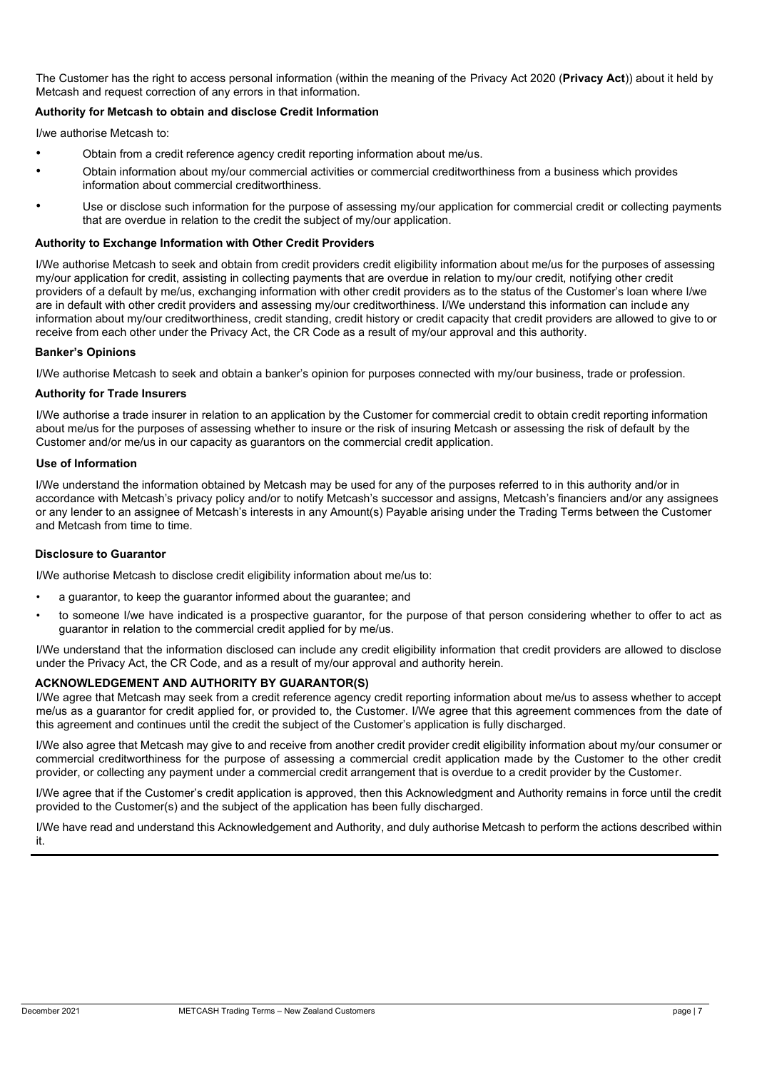The Customer has the right to access personal information (within the meaning of the Privacy Act 2020 (**Privacy Act**)) about it held by Metcash and request correction of any errors in that information.

**Authority for Metcash to obtain and disclose Credit Information**

I/we authorise Metcash to:

- Obtain from a credit reference agency credit reporting information about me/us.
- Obtain information about my/our commercial activities or commercial creditworthiness from a business which provides information about commercial creditworthiness.
- Use or disclose such information for the purpose of assessing my/our application for commercial credit or collecting payments that are overdue in relation to the credit the subject of my/our application.

**Authority to Exchange Information with Other Credit Providers**

I/We authorise Metcash to seek and obtain from credit providers credit eligibility information about me/us for the purposes of assessing my/our application for credit, assisting in collecting payments that are overdue in relation to my/our credit, notifying other credit providers of a default by me/us, exchanging information with other credit providers as to the status of the Customer's loan where I/we are in default with other credit providers and assessing my/our creditworthiness. I/We understand this information can include any information about my/our creditworthiness, credit standing, credit history or credit capacity that credit providers are allowed to give to or receive from each other under the Privacy Act, the CR Code as a result of my/our approval and this authority.

**Banker's Opinions**

I/We authorise Metcash to seek and obtain a banker's opinion for purposes connected with my/our business, trade or profession.

**Authority for Trade Insurers**

I/We authorise a trade insurer in relation to an application by the Customer for commercial credit to obtain credit reporting information about me/us for the purposes of assessing whether to insure or the risk of insuring Metcash or assessing the risk of default by the Customer and/or me/us in our capacity as guarantors on the commercial credit application.

**Use of Information**

I/We understand the information obtained by Metcash may be used for any of the purposes referred to in this authority and/or in accordance with Metcash's privacy policy and/or to notify Metcash's successor and assigns, Metcash's financiers and/or any assignees or any lender to an assignee of Metcash's interests in any Amount(s) Payable arising under the Trading Terms between the Customer and Metcash from time to time.

**Disclosure to Guarantor**

I/We authorise Metcash to disclose credit eligibility information about me/us to:

- a guarantor, to keep the guarantor informed about the guarantee; and
- to someone I/we have indicated is a prospective guarantor, for the purpose of that person considering whether to offer to act as guarantor in relation to the commercial credit applied for by me/us.

I/We understand that the information disclosed can include any credit eligibility information that credit providers are allowed to disclose under the Privacy Act, the CR Code, and as a result of my/our approval and authority herein.

**ACKNOWLEDGEMENT AND AUTHORITY BY GUARANTOR(S)**

I/We agree that Metcash may seek from a credit reference agency credit reporting information about me/us to assess whether to accept me/us as a guarantor for credit applied for, or provided to, the Customer. I/We agree that this agreement commences from the date of this agreement and continues until the credit the subject of the Customer's application is fully discharged.

I/We also agree that Metcash may give to and receive from another credit provider credit eligibility information about my/our consumer or commercial creditworthiness for the purpose of assessing a commercial credit application made by the Customer to the other credit provider, or collecting any payment under a commercial credit arrangement that is overdue to a credit provider by the Customer.

I/We agree that if the Customer's credit application is approved, then this Acknowledgment and Authority remains in force until the credit provided to the Customer(s) and the subject of the application has been fully discharged.

I/We have read and understand this Acknowledgement and Authority, and duly authorise Metcash to perform the actions described within it.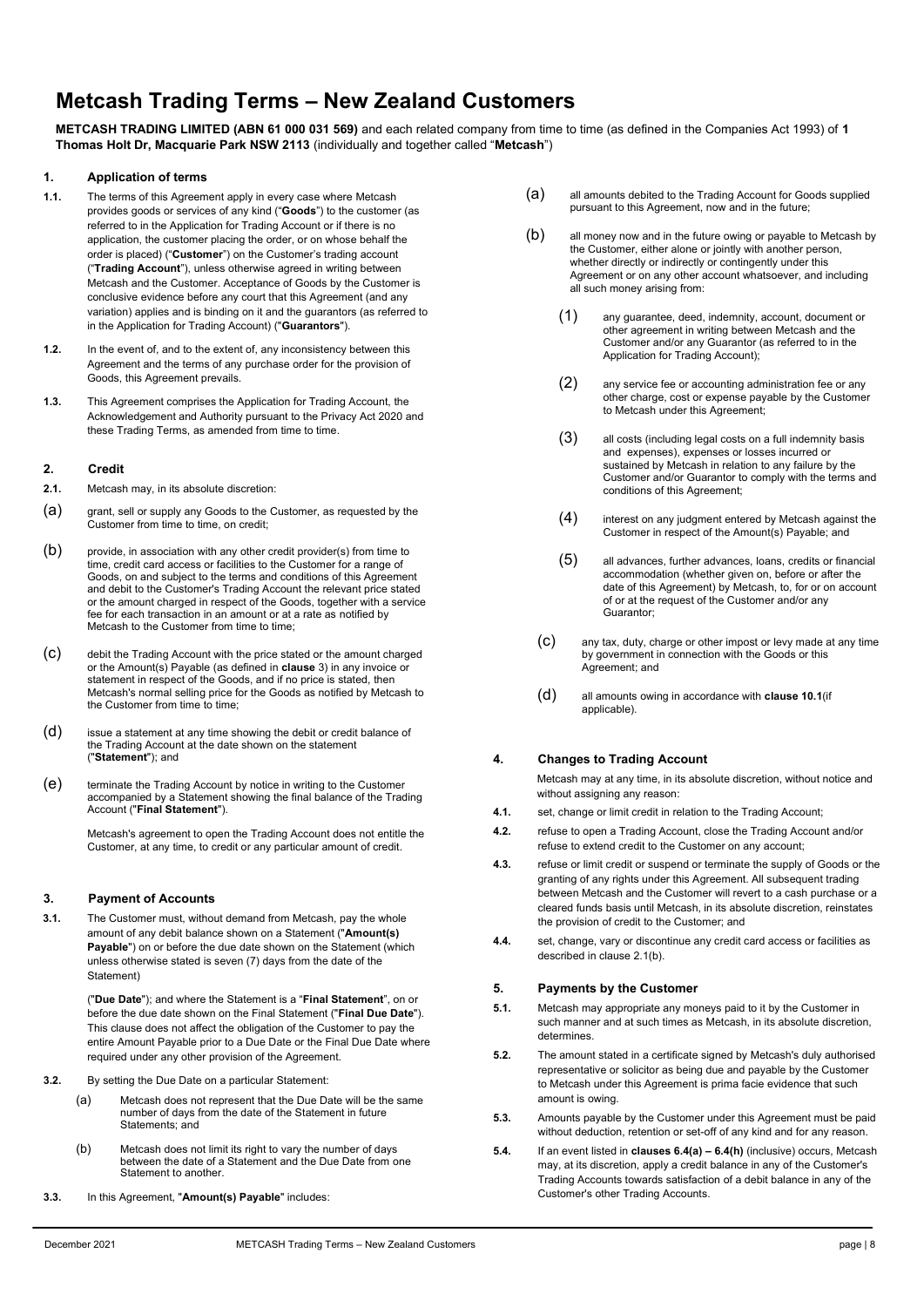# Metcash Trading Terms – New Zealand Customers

**METCASH TRADING LIMITED (ABN 61 000 031 569)** and each related company from time to time (as defined in the Companies Act 1993) of **1 Thomas Holt Dr, Macquarie Park NSW 2113** (individually and together called "**Metcash**")

## 1. Application of terms

**1.1.** The terms of this Agreement apply in every case where Metcash provides goods or services of any kind ("**Goods**") to the customer (as referred to in the Application for Trading Account or if there is no application, the customer placing the order, or on whose behalf the order is placed) ("**Customer**") on the Customer's trading account ("**Trading Account**"), unless otherwise agreed in writing between Metcash and the Customer. Acceptance of Goods by the Customer is conclusive evidence before any court that this Agreement (and any variation) applies and is binding on it and the guarantors (as referred to in the Application for Trading Account) ("**Guarantors**").

**1.2.** In the event of, and to the extent of, any inconsistency between this Agreement and the terms of any purchase order for the provision of Goods, this Agreement prevails.

**1.3.** This Agreement comprises the Application for Trading Account, the Acknowledgement and Authority pursuant to the Privacy Act 2020 and these Trading Terms, as amended from time to time.

## 2. Credit

**2.1.** Metcash may, in its absolute discretion:

(a) grant, sell or supply any Goods to the Customer, as requested by the Customer from time to time, on credit;

(b) provide, in association with any other credit provider(s) from time to time, credit card access or facilities to the Customer for a range of Goods, on and subject to the terms and conditions of this Agreement and debit to the Customer's Trading Account the relevant price stated or the amount charged in respect of the Goods, together with a service fee for each transaction in an amount or at a rate as notified by Metcash to the Customer from time to time;

(c) debit the Trading Account with the price stated or the amount charged or the Amount(s) Payable (as defined in **clause** 3) in any invoice or statement in respect of the Goods, and if no price is stated, then Metcash's normal selling price for the Goods as notified by Metcash to the Customer from time to time;

(d) issue a statement at any time showing the debit or credit balance of the Trading Account at the date shown on the statement ("**Statement**"); and

(e) terminate the Trading Account by notice in writing to the Customer accompanied by a Statement showing the final balance of the Trading Account ("**Final Statement**").

Metcash's agreement to open the Trading Account does not entitle the Customer, at any time, to credit or any particular amount of credit.

## 3. Payment of Accounts

**3.1.** The Customer must, without demand from Metcash, pay the whole amount of any debit balance shown on a Statement ("**Amount(s) Payable**") on or before the due date shown on the Statement (which unless otherwise stated is seven (7) days from the date of the Statement)

("**Due Date**"); and where the Statement is a "**Final Statement**", on or before the due date shown on the Final Statement ("**Final Due Date**"). This clause does not affect the obligation of the Customer to pay the entire Amount Payable prior to a Due Date or the Final Due Date where required under any other provision of the Agreement.

**3.2.** By setting the Due Date on a particular Statement:

(a) Metcash does not represent that the Due Date will be the same number of days from the date of the Statement in future Statements; and

(b) Metcash does not limit its right to vary the number of days between the date of a Statement and the Due Date from one Statement to another.

**3.3.** In this Agreement, "**Amount(s) Payable**" includes:

(a) all amounts debited to the Trading Account for Goods supplied pursuant to this Agreement, now and in the future;

(b) all money now and in the future owing or payable to Metcash by the Customer, either alone or jointly with another person, whether directly or indirectly or contingently under this Agreement or on any other account whatsoever, and including all such money arising from:

(1) any guarantee, deed, indemnity, account, document or other agreement in writing between Metcash and the Customer and/or any Guarantor (as referred to in the Application for Trading Account);

(2) any service fee or accounting administration fee or any other charge, cost or expense payable by the Customer to Metcash under this Agreement;

(3) all costs (including legal costs on a full indemnity basis and expenses), expenses or losses incurred or sustained by Metcash in relation to any failure by the Customer and/or Guarantor to comply with the terms and conditions of this Agreement;

(4) interest on any judgment entered by Metcash against the Customer in respect of the Amount(s) Payable; and

(5) all advances, further advances, loans, credits or financial accommodation (whether given on, before or after the date of this Agreement) by Metcash, to, for or on account of or at the request of the Customer and/or any Guarantor;

(c) any tax, duty, charge or other impost or levy made at any time by government in connection with the Goods or this Agreement; and

(d) all amounts owing in accordance with **clause 10.1**(if applicable).

## 4. Changes to Trading Account

Metcash may at any time, in its absolute discretion, without notice and without assigning any reason:

**4.1.** set, change or limit credit in relation to the Trading Account;

**4.2.** refuse to open a Trading Account, close the Trading Account and/or refuse to extend credit to the Customer on any account;

**4.3.** refuse or limit credit or suspend or terminate the supply of Goods or the granting of any rights under this Agreement. All subsequent trading between Metcash and the Customer will revert to a cash purchase or a cleared funds basis until Metcash, in its absolute discretion, reinstates the provision of credit to the Customer; and

**4.4.** set, change, vary or discontinue any credit card access or facilities as described in clause 2.1(b).

## 5. Payments by the Customer

**5.1.** Metcash may appropriate any moneys paid to it by the Customer in such manner and at such times as Metcash, in its absolute discretion, determines.

**5.2.** The amount stated in a certificate signed by Metcash's duly authorised representative or solicitor as being due and payable by the Customer to Metcash under this Agreement is prima facie evidence that such amount is owing.

**5.3.** Amounts payable by the Customer under this Agreement must be paid without deduction, retention or set-off of any kind and for any reason.

**5.4.** If an event listed in **clauses 6.4(a) – 6.4(h)** (inclusive) occurs, Metcash may, at its discretion, apply a credit balance in any of the Customer's Trading Accounts towards satisfaction of a debit balance in any of the Customer's other Trading Accounts.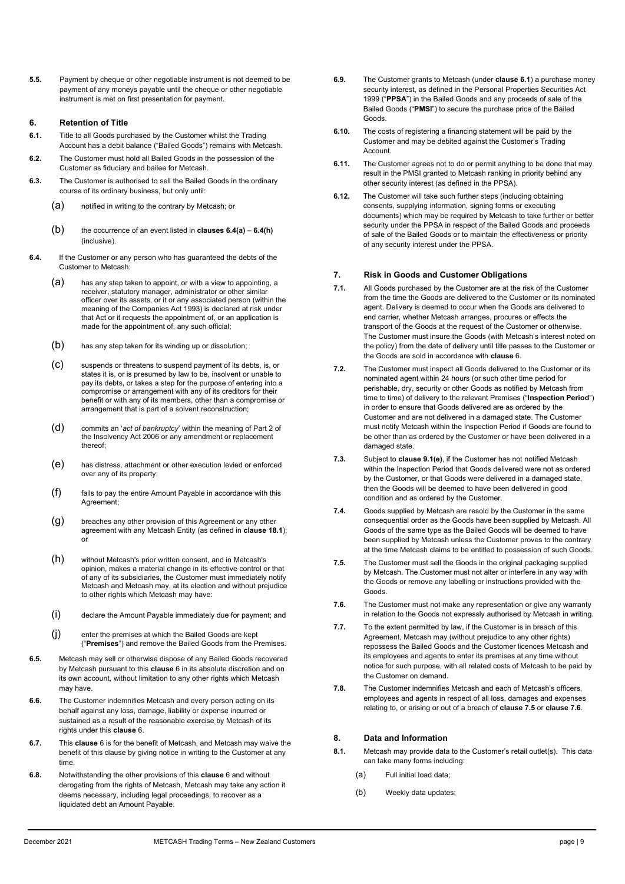**5.5.** Payment by cheque or other negotiable instrument is not deemed to be payment of any moneys payable until the cheque or other negotiable instrument is met on first presentation for payment.

## 6. Retention of Title

**6.1.** Title to all Goods purchased by the Customer whilst the Trading Account has a debit balance ("Bailed Goods") remains with Metcash.

**6.2.** The Customer must hold all Bailed Goods in the possession of the Customer as fiduciary and bailee for Metcash.

**6.3.** The Customer is authorised to sell the Bailed Goods in the ordinary course of its ordinary business, but only until:

(a) notified in writing to the contrary by Metcash; or

(b) the occurrence of an event listed in **clauses 6.4(a)** – **6.4(h)** (inclusive).

**6.4.** If the Customer or any person who has guaranteed the debts of the Customer to Metcash:

(a) has any step taken to appoint, or with a view to appointing, a receiver, statutory manager, administrator or other similar officer over its assets, or it or any associated person (within the meaning of the Companies Act 1993) is declared at risk under that Act or it requests the appointment of, or an application is made for the appointment of, any such official;

(b) has any step taken for its winding up or dissolution;

(c) suspends or threatens to suspend payment of its debts, is, or states it is, or is presumed by law to be, insolvent or unable to pay its debts, or takes a step for the purpose of entering into a compromise or arrangement with any of its creditors for their benefit or with any of its members, other than a compromise or arrangement that is part of a solvent reconstruction;

(d) commits an '*act of bankruptcy*' within the meaning of Part 2 of the Insolvency Act 2006 or any amendment or replacement thereof;

(e) has distress, attachment or other execution levied or enforced over any of its property;

(f) fails to pay the entire Amount Payable in accordance with this Agreement;

(g) breaches any other provision of this Agreement or any other agreement with any Metcash Entity (as defined in **clause 18.1**); or

(h) without Metcash's prior written consent, and in Metcash's opinion, makes a material change in its effective control or that of any of its subsidiaries, the Customer must immediately notify Metcash and Metcash may, at its election and without prejudice to other rights which Metcash may have:

(i) declare the Amount Payable immediately due for payment; and

(j) enter the premises at which the Bailed Goods are kept ("**Premises**") and remove the Bailed Goods from the Premises.

**6.5.** Metcash may sell or otherwise dispose of any Bailed Goods recovered by Metcash pursuant to this **clause** 6 in its absolute discretion and on its own account, without limitation to any other rights which Metcash may have.

**6.6.** The Customer indemnifies Metcash and every person acting on its behalf against any loss, damage, liability or expense incurred or sustained as a result of the reasonable exercise by Metcash of its rights under this **clause** 6.

**6.7.** This **clause** 6 is for the benefit of Metcash, and Metcash may waive the benefit of this clause by giving notice in writing to the Customer at any time.

**6.8.** Notwithstanding the other provisions of this **clause** 6 and without derogating from the rights of Metcash, Metcash may take any action it deems necessary, including legal proceedings, to recover as a liquidated debt an Amount Payable.

**6.9.** The Customer grants to Metcash (under **clause 6.1**) a purchase money security interest, as defined in the Personal Properties Securities Act 1999 ("**PPSA**") in the Bailed Goods and any proceeds of sale of the Bailed Goods ("**PMSI**") to secure the purchase price of the Bailed Goods.

**6.10.** The costs of registering a financing statement will be paid by the Customer and may be debited against the Customer's Trading Account.

**6.11.** The Customer agrees not to do or permit anything to be done that may result in the PMSI granted to Metcash ranking in priority behind any other security interest (as defined in the PPSA).

**6.12.** The Customer will take such further steps (including obtaining consents, supplying information, signing forms or executing documents) which may be required by Metcash to take further or better security under the PPSA in respect of the Bailed Goods and proceeds of sale of the Bailed Goods or to maintain the effectiveness or priority of any security interest under the PPSA.

## 7. Risk in Goods and Customer Obligations

**7.1.** All Goods purchased by the Customer are at the risk of the Customer from the time the Goods are delivered to the Customer or its nominated agent. Delivery is deemed to occur when the Goods are delivered to end carrier, whether Metcash arranges, procures or effects the transport of the Goods at the request of the Customer or otherwise. The Customer must insure the Goods (with Metcash's interest noted on the policy) from the date of delivery until title passes to the Customer or the Goods are sold in accordance with **clause** 6.

**7.2.** The Customer must inspect all Goods delivered to the Customer or its nominated agent within 24 hours (or such other time period for perishable, dry, security or other Goods as notified by Metcash from time to time) of delivery to the relevant Premises ("**Inspection Period**") in order to ensure that Goods delivered are as ordered by the Customer and are not delivered in a damaged state. The Customer must notify Metcash within the Inspection Period if Goods are found to be other than as ordered by the Customer or have been delivered in a damaged state.

**7.3.** Subject to **clause 9.1(e)**, if the Customer has not notified Metcash within the Inspection Period that Goods delivered were not as ordered by the Customer, or that Goods were delivered in a damaged state, then the Goods will be deemed to have been delivered in good condition and as ordered by the Customer.

**7.4.** Goods supplied by Metcash are resold by the Customer in the same consequential order as the Goods have been supplied by Metcash. All Goods of the same type as the Bailed Goods will be deemed to have been supplied by Metcash unless the Customer proves to the contrary at the time Metcash claims to be entitled to possession of such Goods.

**7.5.** The Customer must sell the Goods in the original packaging supplied by Metcash. The Customer must not alter or interfere in any way with the Goods or remove any labelling or instructions provided with the Goods.

**7.6.** The Customer must not make any representation or give any warranty in relation to the Goods not expressly authorised by Metcash in writing.

**7.7.** To the extent permitted by law, if the Customer is in breach of this Agreement, Metcash may (without prejudice to any other rights) repossess the Bailed Goods and the Customer licences Metcash and its employees and agents to enter its premises at any time without notice for such purpose, with all related costs of Metcash to be paid by the Customer on demand.

**7.8.** The Customer indemnifies Metcash and each of Metcash's officers, employees and agents in respect of all loss, damages and expenses relating to, or arising out of a breach of **clause 7.5** or **clause 7.6**.

## 8. Data and Information

**8.1.** Metcash may provide data to the Customer's retail outlet(s). This data can take many forms including:

(a) Full initial load data;

(b) Weekly data updates;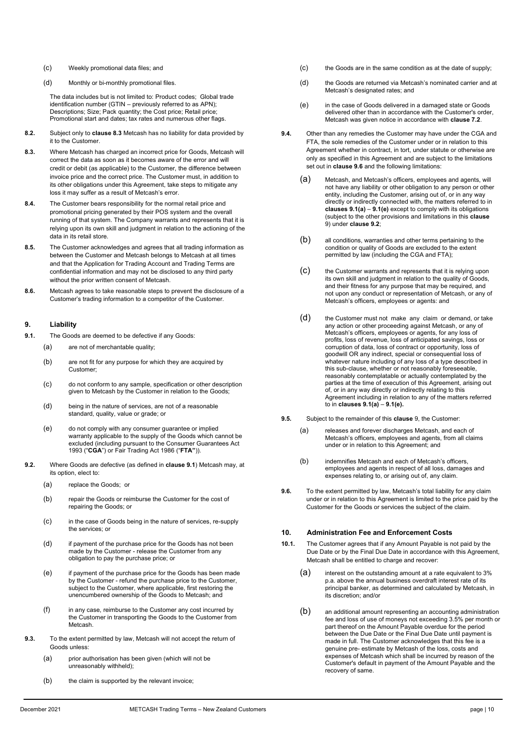(c) Weekly promotional data files; and

(d) Monthly or bi-monthly promotional files.

The data includes but is not limited to: Product codes; Global trade identification number (GTIN – previously referred to as APN); Descriptions; Size; Pack quantity; the Cost price; Retail price; Promotional start and dates; tax rates and numerous other flags.

**8.2.** Subject only to **clause 8.3** Metcash has no liability for data provided by it to the Customer.

**8.3.** Where Metcash has charged an incorrect price for Goods, Metcash will correct the data as soon as it becomes aware of the error and will credit or debit (as applicable) to the Customer, the difference between invoice price and the correct price. The Customer must, in addition to its other obligations under this Agreement, take steps to mitigate any loss it may suffer as a result of Metcash's error.

**8.4.** The Customer bears responsibility for the normal retail price and promotional pricing generated by their POS system and the overall running of that system. The Company warrants and represents that it is relying upon its own skill and judgment in relation to the actioning of the data in its retail store.

**8.5.** The Customer acknowledges and agrees that all trading information as between the Customer and Metcash belongs to Metcash at all times and that the Application for Trading Account and Trading Terms are confidential information and may not be disclosed to any third party without the prior written consent of Metcash.

**8.6.** Metcash agrees to take reasonable steps to prevent the disclosure of a Customer's trading information to a competitor of the Customer.

## 9. Liability

**9.1.** The Goods are deemed to be defective if any Goods:

(a) are not of merchantable quality;

(b) are not fit for any purpose for which they are acquired by Customer;

(c) do not conform to any sample, specification or other description given to Metcash by the Customer in relation to the Goods;

(d) being in the nature of services, are not of a reasonable standard, quality, value or grade; or

(e) do not comply with any consumer guarantee or implied warranty applicable to the supply of the Goods which cannot be excluded (including pursuant to the Consumer Guarantees Act 1993 ("**CGA**") or Fair Trading Act 1986 ("**FTA"**)).

**9.2.** Where Goods are defective (as defined in **clause 9.1**) Metcash may, at its option, elect to:

(a) replace the Goods; or

(b) repair the Goods or reimburse the Customer for the cost of repairing the Goods; or

(c) in the case of Goods being in the nature of services, re-supply the services; or

(d) if payment of the purchase price for the Goods has not been made by the Customer - release the Customer from any obligation to pay the purchase price; or

(e) if payment of the purchase price for the Goods has been made by the Customer - refund the purchase price to the Customer, subject to the Customer, where applicable, first restoring the unencumbered ownership of the Goods to Metcash; and

(f) in any case, reimburse to the Customer any cost incurred by the Customer in transporting the Goods to the Customer from Metcash.

**9.3.** To the extent permitted by law, Metcash will not accept the return of Goods unless:

(a) prior authorisation has been given (which will not be unreasonably withheld);

(b) the claim is supported by the relevant invoice;

(c) the Goods are in the same condition as at the date of supply;

(d) the Goods are returned via Metcash's nominated carrier and at Metcash's designated rates; and

(e) in the case of Goods delivered in a damaged state or Goods delivered other than in accordance with the Customer's order, Metcash was given notice in accordance with **clause 7.2**.

**9.4.** Other than any remedies the Customer may have under the CGA and FTA, the sole remedies of the Customer under or in relation to this Agreement whether in contract, in tort, under statute or otherwise are only as specified in this Agreement and are subject to the limitations set out in **clause 9.6** and the following limitations:

(a) Metcash, and Metcash's officers, employees and agents, will not have any liability or other obligation to any person or other entity, including the Customer, arising out of, or in any way directly or indirectly connected with, the matters referred to in **clauses 9.1(a)** – **9.1(e)** except to comply with its obligations (subject to the other provisions and limitations in this **clause** 9) under **clause 9.2**;

(b) all conditions, warranties and other terms pertaining to the condition or quality of Goods are excluded to the extent permitted by law (including the CGA and FTA);

(c) the Customer warrants and represents that it is relying upon its own skill and judgment in relation to the quality of Goods, and their fitness for any purpose that may be required, and not upon any conduct or representation of Metcash, or any of Metcash's officers, employees or agents: and

(d) the Customer must not make any claim or demand, or take any action or other proceeding against Metcash, or any of Metcash's officers, employees or agents, for any loss of profits, loss of revenue, loss of anticipated savings, loss or corruption of data, loss of contract or opportunity, loss of goodwill OR any indirect, special or consequential loss of whatever nature including of any loss of a type described in this sub-clause, whether or not reasonably foreseeable, reasonably contemplatable or actually contemplated by the parties at the time of execution of this Agreement, arising out of, or in any way directly or indirectly relating to this Agreement including in relation to any of the matters referred to in **clauses 9.1(a)** – **9.1(e).**

**9.5.** Subject to the remainder of this **clause** 9, the Customer:

(a) releases and forever discharges Metcash, and each of Metcash's officers, employees and agents, from all claims under or in relation to this Agreement; and

(b) indemnifies Metcash and each of Metcash's officers, employees and agents in respect of all loss, damages and expenses relating to, or arising out of, any claim.

**9.6.** To the extent permitted by law, Metcash's total liability for any claim under or in relation to this Agreement is limited to the price paid by the Customer for the Goods or services the subject of the claim.

## 10. Administration Fee and Enforcement Costs

**10.1.** The Customer agrees that if any Amount Payable is not paid by the Due Date or by the Final Due Date in accordance with this Agreement, Metcash shall be entitled to charge and recover:

(a) interest on the outstanding amount at a rate equivalent to 3% p.a. above the annual business overdraft interest rate of its principal banker, as determined and calculated by Metcash, in its discretion; and/or

(b) an additional amount representing an accounting administration fee and loss of use of moneys not exceeding 3.5% per month or part thereof on the Amount Payable overdue for the period between the Due Date or the Final Due Date until payment is made in full. The Customer acknowledges that this fee is a genuine pre- estimate by Metcash of the loss, costs and expenses of Metcash which shall be incurred by reason of the Customer's default in payment of the Amount Payable and the recovery of same.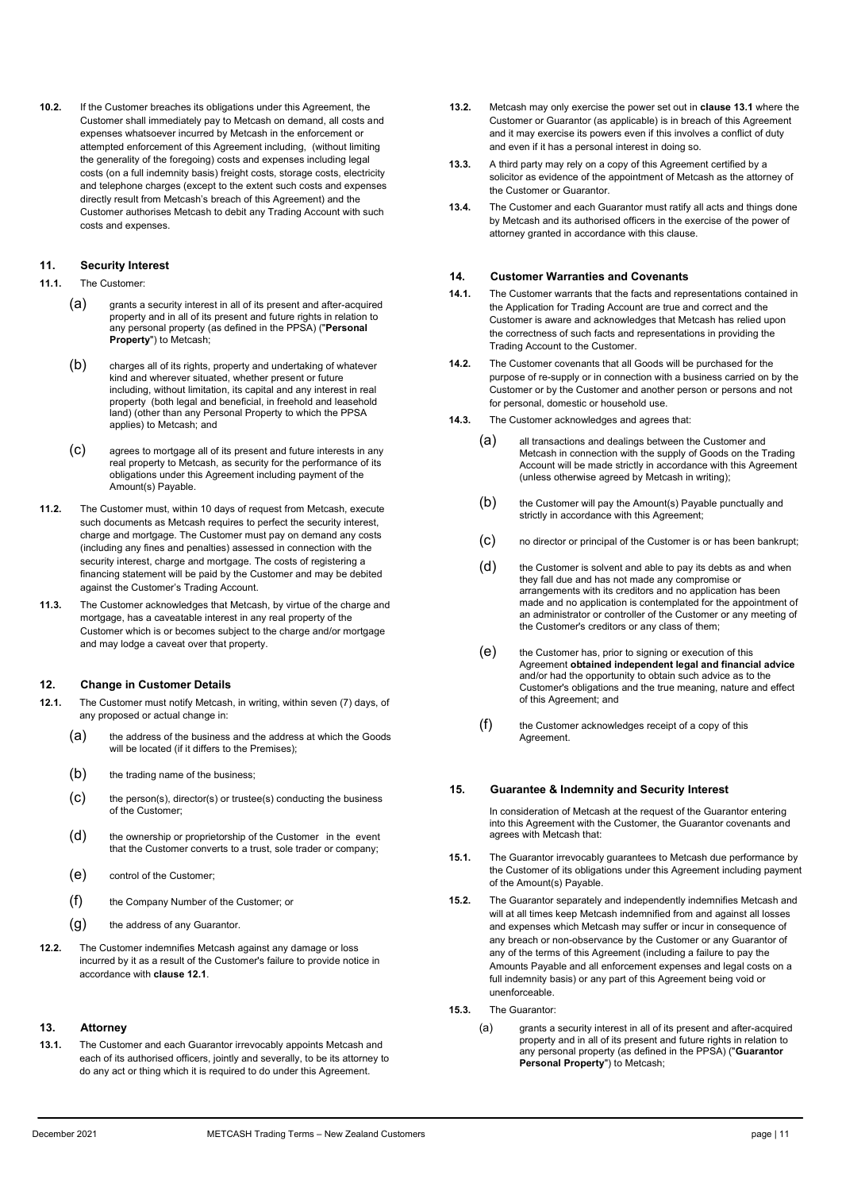**10.2.** If the Customer breaches its obligations under this Agreement, the Customer shall immediately pay to Metcash on demand, all costs and expenses whatsoever incurred by Metcash in the enforcement or attempted enforcement of this Agreement including, (without limiting the generality of the foregoing) costs and expenses including legal costs (on a full indemnity basis) freight costs, storage costs, electricity and telephone charges (except to the extent such costs and expenses directly result from Metcash's breach of this Agreement) and the Customer authorises Metcash to debit any Trading Account with such costs and expenses.

## 11. Security Interest

**11.1.** The Customer:

(a) grants a security interest in all of its present and after-acquired property and in all of its present and future rights in relation to any personal property (as defined in the PPSA) ("**Personal Property**") to Metcash;

(b) charges all of its rights, property and undertaking of whatever kind and wherever situated, whether present or future including, without limitation, its capital and any interest in real property (both legal and beneficial, in freehold and leasehold land) (other than any Personal Property to which the PPSA applies) to Metcash; and

(c) agrees to mortgage all of its present and future interests in any real property to Metcash, as security for the performance of its obligations under this Agreement including payment of the Amount(s) Payable.

**11.2.** The Customer must, within 10 days of request from Metcash, execute such documents as Metcash requires to perfect the security interest, charge and mortgage. The Customer must pay on demand any costs (including any fines and penalties) assessed in connection with the security interest, charge and mortgage. The costs of registering a financing statement will be paid by the Customer and may be debited against the Customer's Trading Account.

**11.3.** The Customer acknowledges that Metcash, by virtue of the charge and mortgage, has a caveatable interest in any real property of the Customer which is or becomes subject to the charge and/or mortgage and may lodge a caveat over that property.

## 12. Change in Customer Details

**12.1.** The Customer must notify Metcash, in writing, within seven (7) days, of any proposed or actual change in:

(a) the address of the business and the address at which the Goods will be located (if it differs to the Premises);

(b) the trading name of the business;

(c) the person(s), director(s) or trustee(s) conducting the business of the Customer;

(d) the ownership or proprietorship of the Customer in the event that the Customer converts to a trust, sole trader or company;

(e) control of the Customer;

(f) the Company Number of the Customer; or

(g) the address of any Guarantor.

**12.2.** The Customer indemnifies Metcash against any damage or loss incurred by it as a result of the Customer's failure to provide notice in accordance with **clause 12.1**.

## 13. Attorney

**13.1.** The Customer and each Guarantor irrevocably appoints Metcash and each of its authorised officers, jointly and severally, to be its attorney to do any act or thing which it is required to do under this Agreement.

**13.2.** Metcash may only exercise the power set out in **clause 13.1** where the Customer or Guarantor (as applicable) is in breach of this Agreement and it may exercise its powers even if this involves a conflict of duty and even if it has a personal interest in doing so.

**13.3.** A third party may rely on a copy of this Agreement certified by a solicitor as evidence of the appointment of Metcash as the attorney of the Customer or Guarantor.

**13.4.** The Customer and each Guarantor must ratify all acts and things done by Metcash and its authorised officers in the exercise of the power of attorney granted in accordance with this clause.

## 14. Customer Warranties and Covenants

**14.1.** The Customer warrants that the facts and representations contained in the Application for Trading Account are true and correct and the Customer is aware and acknowledges that Metcash has relied upon the correctness of such facts and representations in providing the Trading Account to the Customer.

**14.2.** The Customer covenants that all Goods will be purchased for the purpose of re-supply or in connection with a business carried on by the Customer or by the Customer and another person or persons and not for personal, domestic or household use.

**14.3.** The Customer acknowledges and agrees that:

(a) all transactions and dealings between the Customer and Metcash in connection with the supply of Goods on the Trading Account will be made strictly in accordance with this Agreement (unless otherwise agreed by Metcash in writing);

(b) the Customer will pay the Amount(s) Payable punctually and strictly in accordance with this Agreement;

(c) no director or principal of the Customer is or has been bankrupt;

(d) the Customer is solvent and able to pay its debts as and when they fall due and has not made any compromise or arrangements with its creditors and no application has been made and no application is contemplated for the appointment of an administrator or controller of the Customer or any meeting of the Customer's creditors or any class of them;

(e) the Customer has, prior to signing or execution of this Agreement **obtained independent legal and financial advice** and/or had the opportunity to obtain such advice as to the Customer's obligations and the true meaning, nature and effect of this Agreement; and

(f) the Customer acknowledges receipt of a copy of this Agreement.

## 15. Guarantee & Indemnity and Security Interest

In consideration of Metcash at the request of the Guarantor entering into this Agreement with the Customer, the Guarantor covenants and agrees with Metcash that:

**15.1.** The Guarantor irrevocably guarantees to Metcash due performance by the Customer of its obligations under this Agreement including payment of the Amount(s) Payable.

**15.2.** The Guarantor separately and independently indemnifies Metcash and will at all times keep Metcash indemnified from and against all losses and expenses which Metcash may suffer or incur in consequence of any breach or non-observance by the Customer or any Guarantor of any of the terms of this Agreement (including a failure to pay the Amounts Payable and all enforcement expenses and legal costs on a full indemnity basis) or any part of this Agreement being void or unenforceable.

**15.3.** The Guarantor:

(a) grants a security interest in all of its present and after-acquired property and in all of its present and future rights in relation to any personal property (as defined in the PPSA) ("**Guarantor Personal Property**") to Metcash;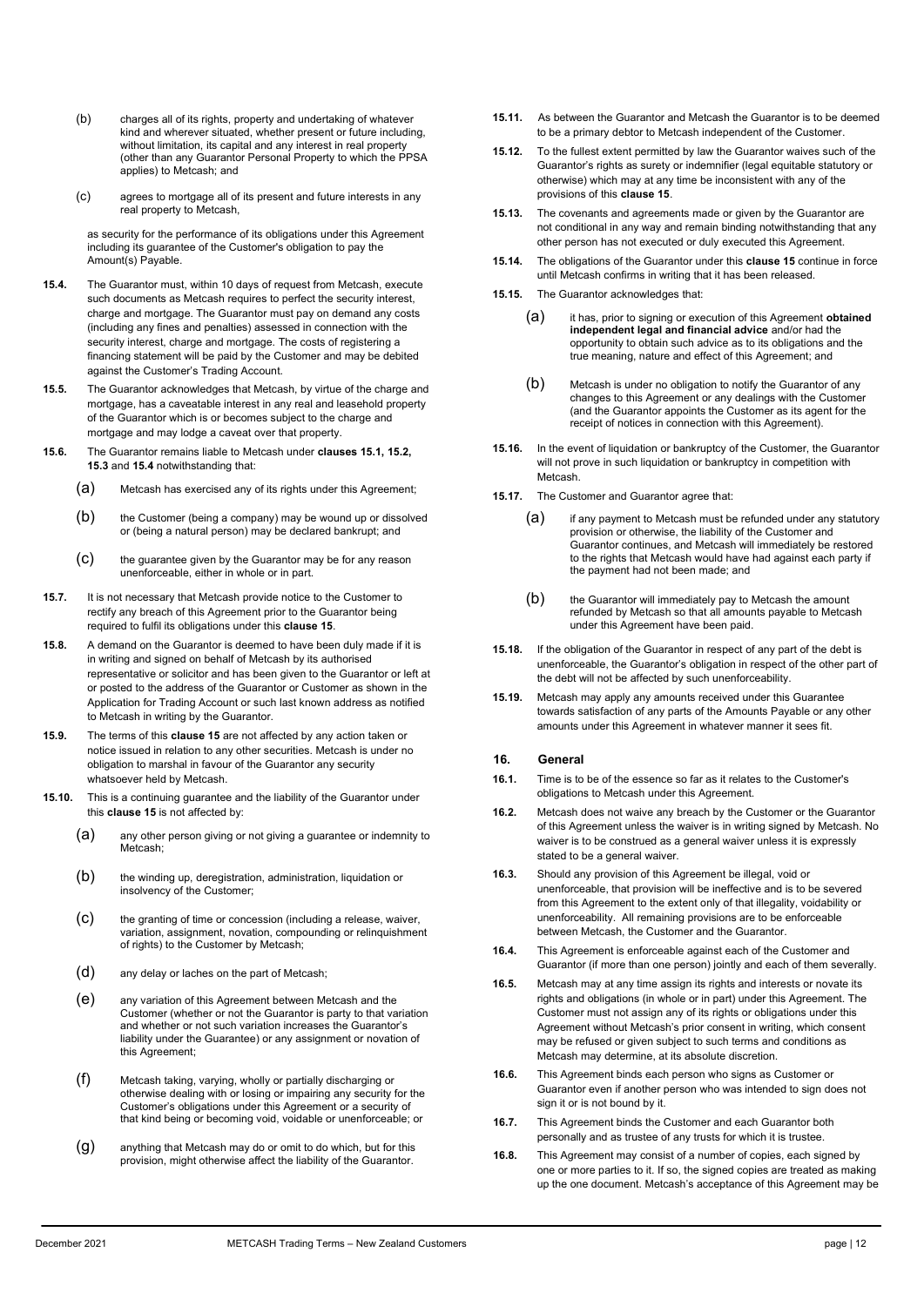(b) charges all of its rights, property and undertaking of whatever kind and wherever situated, whether present or future including, without limitation, its capital and any interest in real property (other than any Guarantor Personal Property to which the PPSA applies) to Metcash; and

(c) agrees to mortgage all of its present and future interests in any real property to Metcash,

as security for the performance of its obligations under this Agreement including its guarantee of the Customer's obligation to pay the Amount(s) Payable.

**15.4.** The Guarantor must, within 10 days of request from Metcash, execute such documents as Metcash requires to perfect the security interest, charge and mortgage. The Guarantor must pay on demand any costs (including any fines and penalties) assessed in connection with the security interest, charge and mortgage. The costs of registering a financing statement will be paid by the Customer and may be debited against the Customer's Trading Account.

**15.5.** The Guarantor acknowledges that Metcash, by virtue of the charge and mortgage, has a caveatable interest in any real and leasehold property of the Guarantor which is or becomes subject to the charge and mortgage and may lodge a caveat over that property.

**15.6.** The Guarantor remains liable to Metcash under **clauses 15.1, 15.2, 15.3** and **15.4** notwithstanding that:

(a) Metcash has exercised any of its rights under this Agreement;

(b) the Customer (being a company) may be wound up or dissolved or (being a natural person) may be declared bankrupt; and

(c) the guarantee given by the Guarantor may be for any reason unenforceable, either in whole or in part.

**15.7.** It is not necessary that Metcash provide notice to the Customer to rectify any breach of this Agreement prior to the Guarantor being required to fulfil its obligations under this **clause 15**.

**15.8.** A demand on the Guarantor is deemed to have been duly made if it is in writing and signed on behalf of Metcash by its authorised representative or solicitor and has been given to the Guarantor or left at or posted to the address of the Guarantor or Customer as shown in the Application for Trading Account or such last known address as notified to Metcash in writing by the Guarantor.

**15.9.** The terms of this **clause 15** are not affected by any action taken or notice issued in relation to any other securities. Metcash is under no obligation to marshal in favour of the Guarantor any security whatsoever held by Metcash.

**15.10.** This is a continuing guarantee and the liability of the Guarantor under this **clause 15** is not affected by:

(a) any other person giving or not giving a guarantee or indemnity to Metcash;

(b) the winding up, deregistration, administration, liquidation or insolvency of the Customer;

(c) the granting of time or concession (including a release, waiver, variation, assignment, novation, compounding or relinquishment of rights) to the Customer by Metcash;

(d) any delay or laches on the part of Metcash;

(e) any variation of this Agreement between Metcash and the Customer (whether or not the Guarantor is party to that variation and whether or not such variation increases the Guarantor's liability under the Guarantee) or any assignment or novation of this Agreement;

(f) Metcash taking, varying, wholly or partially discharging or otherwise dealing with or losing or impairing any security for the Customer's obligations under this Agreement or a security of that kind being or becoming void, voidable or unenforceable; or

(g) anything that Metcash may do or omit to do which, but for this provision, might otherwise affect the liability of the Guarantor.

**15.11.** As between the Guarantor and Metcash the Guarantor is to be deemed to be a primary debtor to Metcash independent of the Customer.

**15.12.** To the fullest extent permitted by law the Guarantor waives such of the Guarantor's rights as surety or indemnifier (legal equitable statutory or otherwise) which may at any time be inconsistent with any of the provisions of this **clause 15**.

**15.13.** The covenants and agreements made or given by the Guarantor are not conditional in any way and remain binding notwithstanding that any other person has not executed or duly executed this Agreement.

**15.14.** The obligations of the Guarantor under this **clause 15** continue in force until Metcash confirms in writing that it has been released.

**15.15.** The Guarantor acknowledges that:

(a) it has, prior to signing or execution of this Agreement **obtained independent legal and financial advice** and/or had the opportunity to obtain such advice as to its obligations and the true meaning, nature and effect of this Agreement; and

(b) Metcash is under no obligation to notify the Guarantor of any changes to this Agreement or any dealings with the Customer (and the Guarantor appoints the Customer as its agent for the receipt of notices in connection with this Agreement).

**15.16.** In the event of liquidation or bankruptcy of the Customer, the Guarantor will not prove in such liquidation or bankruptcy in competition with Metcash.

**15.17.** The Customer and Guarantor agree that:

(a) if any payment to Metcash must be refunded under any statutory provision or otherwise, the liability of the Customer and Guarantor continues, and Metcash will immediately be restored to the rights that Metcash would have had against each party if the payment had not been made; and

(b) the Guarantor will immediately pay to Metcash the amount refunded by Metcash so that all amounts payable to Metcash under this Agreement have been paid.

**15.18.** If the obligation of the Guarantor in respect of any part of the debt is unenforceable, the Guarantor's obligation in respect of the other part of the debt will not be affected by such unenforceability.

**15.19.** Metcash may apply any amounts received under this Guarantee towards satisfaction of any parts of the Amounts Payable or any other amounts under this Agreement in whatever manner it sees fit.

## 16. General

**16.1.** Time is to be of the essence so far as it relates to the Customer's obligations to Metcash under this Agreement.

**16.2.** Metcash does not waive any breach by the Customer or the Guarantor of this Agreement unless the waiver is in writing signed by Metcash. No waiver is to be construed as a general waiver unless it is expressly stated to be a general waiver.

**16.3.** Should any provision of this Agreement be illegal, void or unenforceable, that provision will be ineffective and is to be severed from this Agreement to the extent only of that illegality, voidability or unenforceability. All remaining provisions are to be enforceable between Metcash, the Customer and the Guarantor.

**16.4.** This Agreement is enforceable against each of the Customer and Guarantor (if more than one person) jointly and each of them severally.

**16.5.** Metcash may at any time assign its rights and interests or novate its rights and obligations (in whole or in part) under this Agreement. The Customer must not assign any of its rights or obligations under this Agreement without Metcash's prior consent in writing, which consent may be refused or given subject to such terms and conditions as Metcash may determine, at its absolute discretion.

**16.6.** This Agreement binds each person who signs as Customer or Guarantor even if another person who was intended to sign does not sign it or is not bound by it.

**16.7.** This Agreement binds the Customer and each Guarantor both personally and as trustee of any trusts for which it is trustee.

**16.8.** This Agreement may consist of a number of copies, each signed by one or more parties to it. If so, the signed copies are treated as making up the one document. Metcash's acceptance of this Agreement may be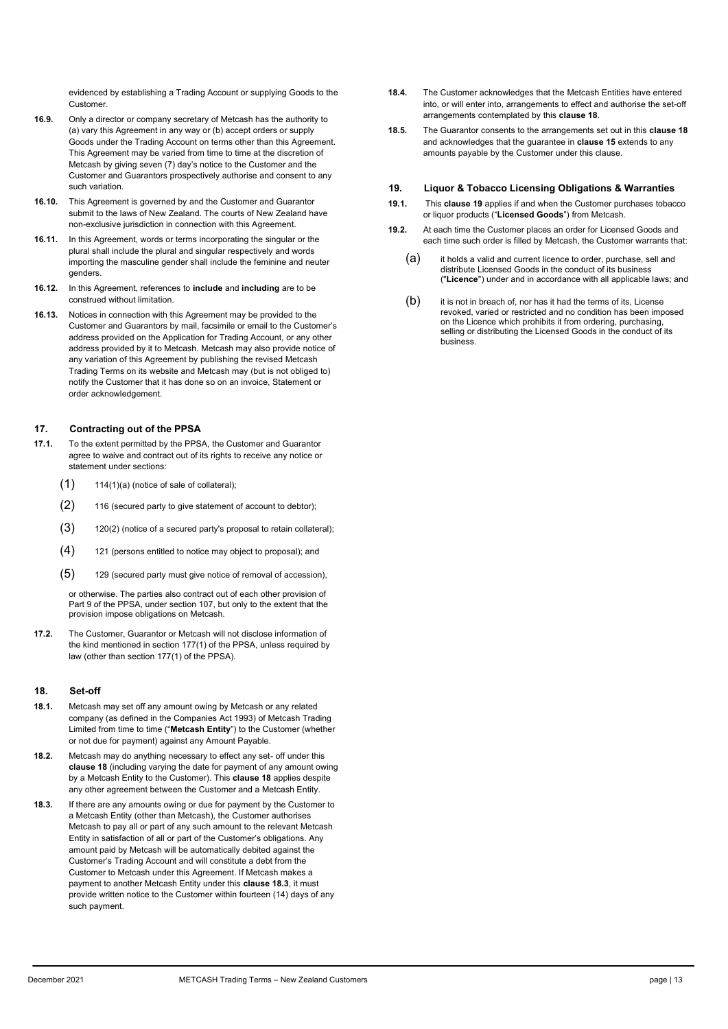evidenced by establishing a Trading Account or supplying Goods to the Customer.

**16.9.** Only a director or company secretary of Metcash has the authority to (a) vary this Agreement in any way or (b) accept orders or supply Goods under the Trading Account on terms other than this Agreement. This Agreement may be varied from time to time at the discretion of Metcash by giving seven (7) day's notice to the Customer and the Customer and Guarantors prospectively authorise and consent to any such variation.

**16.10.** This Agreement is governed by and the Customer and Guarantor submit to the laws of New Zealand. The courts of New Zealand have non-exclusive jurisdiction in connection with this Agreement.

**16.11.** In this Agreement, words or terms incorporating the singular or the plural shall include the plural and singular respectively and words importing the masculine gender shall include the feminine and neuter genders.

**16.12.** In this Agreement, references to **include** and **including** are to be construed without limitation.

**16.13.** Notices in connection with this Agreement may be provided to the Customer and Guarantors by mail, facsimile or email to the Customer's address provided on the Application for Trading Account, or any other address provided by it to Metcash. Metcash may also provide notice of any variation of this Agreement by publishing the revised Metcash Trading Terms on its website and Metcash may (but is not obliged to) notify the Customer that it has done so on an invoice, Statement or order acknowledgement.

## 17. Contracting out of the PPSA

**17.1.** To the extent permitted by the PPSA, the Customer and Guarantor agree to waive and contract out of its rights to receive any notice or statement under sections:

(1) 114(1)(a) (notice of sale of collateral);

(2) 116 (secured party to give statement of account to debtor);

(3) 120(2) (notice of a secured party's proposal to retain collateral);

(4) 121 (persons entitled to notice may object to proposal); and

(5) 129 (secured party must give notice of removal of accession),

or otherwise. The parties also contract out of each other provision of Part 9 of the PPSA, under section 107, but only to the extent that the provision impose obligations on Metcash.

**17.2.** The Customer, Guarantor or Metcash will not disclose information of the kind mentioned in section 177(1) of the PPSA, unless required by law (other than section 177(1) of the PPSA).

## 18. Set-off

**18.1.** Metcash may set off any amount owing by Metcash or any related company (as defined in the Companies Act 1993) of Metcash Trading Limited from time to time ("**Metcash Entity**") to the Customer (whether or not due for payment) against any Amount Payable.

**18.2.** Metcash may do anything necessary to effect any set- off under this **clause 18** (including varying the date for payment of any amount owing by a Metcash Entity to the Customer). This **clause 18** applies despite any other agreement between the Customer and a Metcash Entity.

**18.3.** If there are any amounts owing or due for payment by the Customer to a Metcash Entity (other than Metcash), the Customer authorises Metcash to pay all or part of any such amount to the relevant Metcash Entity in satisfaction of all or part of the Customer's obligations. Any amount paid by Metcash will be automatically debited against the Customer's Trading Account and will constitute a debt from the Customer to Metcash under this Agreement. If Metcash makes a payment to another Metcash Entity under this **clause 18.3**, it must provide written notice to the Customer within fourteen (14) days of any such payment.

**18.4.** The Customer acknowledges that the Metcash Entities have entered into, or will enter into, arrangements to effect and authorise the set-off arrangements contemplated by this **clause 18**.

**18.5.** The Guarantor consents to the arrangements set out in this **clause 18** and acknowledges that the guarantee in **clause 15** extends to any amounts payable by the Customer under this clause.

## 19. Liquor & Tobacco Licensing Obligations & Warranties

**19.1.** This **clause 19** applies if and when the Customer purchases tobacco or liquor products ("**Licensed Goods**") from Metcash.

**19.2.** At each time the Customer places an order for Licensed Goods and each time such order is filled by Metcash, the Customer warrants that:

(a) it holds a valid and current licence to order, purchase, sell and distribute Licensed Goods in the conduct of its business ("**Licence**") under and in accordance with all applicable laws; and

(b) it is not in breach of, nor has it had the terms of its, License revoked, varied or restricted and no condition has been imposed on the Licence which prohibits it from ordering, purchasing, selling or distributing the Licensed Goods in the conduct of its business.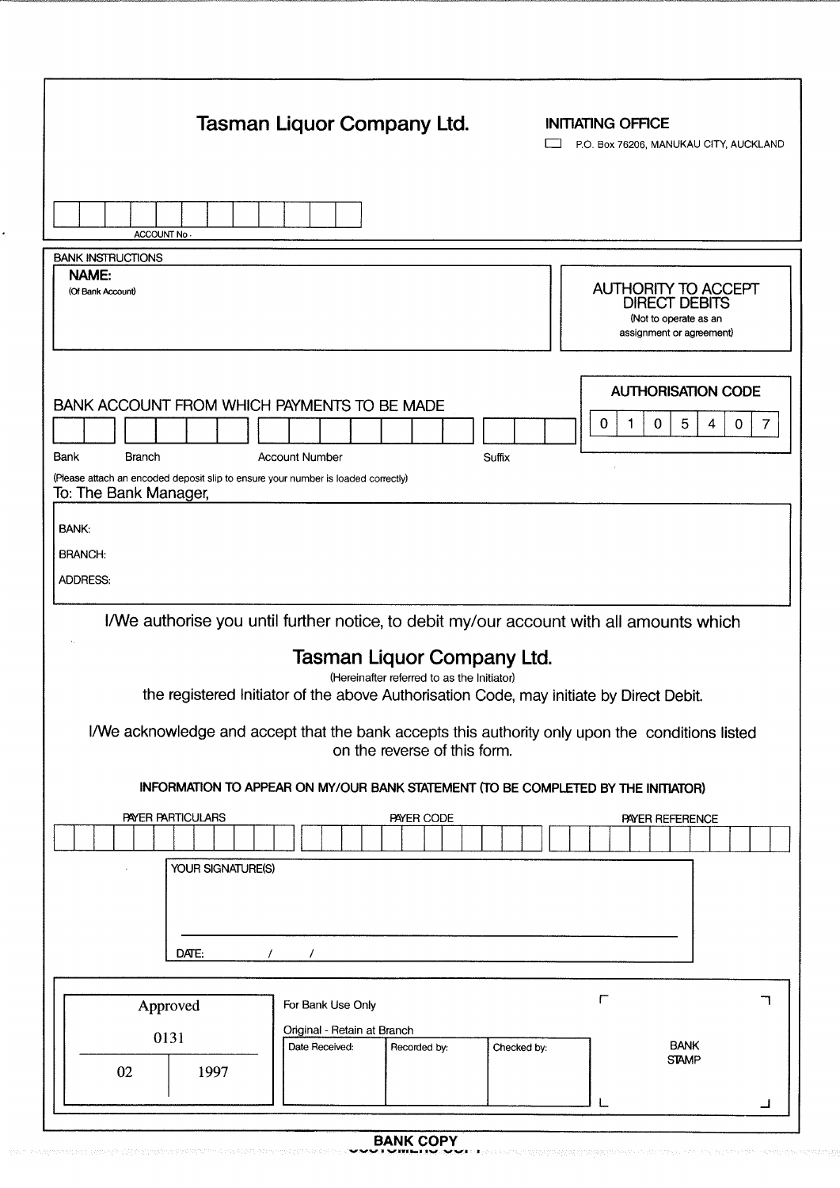# Tasman Liquor Company Ltd.

**INITIATING OFFICE**

☐ P.O. Box 76206, MANUKAU CITY, AUCKLAND

| | | | | | | | | | | | |
|---|---|---|---|---|---|---|---|---|---|---|---|

ACCOUNT No.

BANK INSTRUCTIONS

**NAME:**
(Of Bank Account)

**AUTHORITY TO ACCEPT DIRECT DEBITS**
(Not to operate as an assignment or agreement)

**AUTHORISATION CODE**

| 0 | 1 | 0 | 5 | 4 | 0 | 7 |
|---|---|---|---|---|---|---|

BANK ACCOUNT FROM WHICH PAYMENTS TO BE MADE

| Bank | Branch | Account Number | Suffix |
|---|---|---|---|
| | | | |

(Please attach an encoded deposit slip to ensure your number is loaded correctly)

To: The Bank Manager,

BANK:

BRANCH:

ADDRESS:

I/We authorise you until further notice, to debit my/our account with all amounts which

## Tasman Liquor Company Ltd.

(Hereinafter referred to as the Initiator)

the registered Initiator of the above Authorisation Code, may initiate by Direct Debit.

I/We acknowledge and accept that the bank accepts this authority only upon the conditions listed on the reverse of this form.

**INFORMATION TO APPEAR ON MY/OUR BANK STATEMENT (TO BE COMPLETED BY THE INITIATOR)**

| PAYER PARTICULARS | PAYER CODE | PAYER REFERENCE |
|---|---|---|
| | | |

YOUR SIGNATURE(S)

DATE: / /

| Approved |
|---|
| 0131 |
| 02 1997 |

For Bank Use Only

Original - Retain at Branch

| Date Received: | Recorded by: | Checked by: |
|---|---|---|
| | | |

BANK STAMP

**BANK COPY**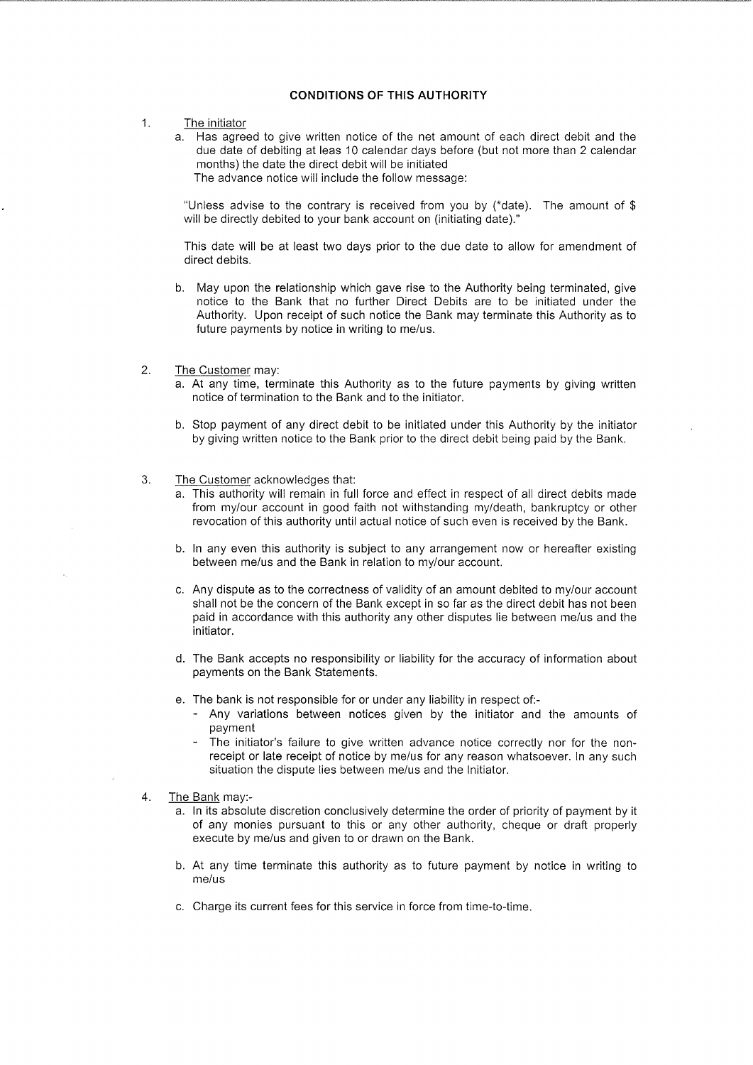**CONDITIONS OF THIS AUTHORITY**

1. The initiator
   a. Has agreed to give written notice of the net amount of each direct debit and the due date of debiting at leas 10 calendar days before (but not more than 2 calendar months) the date the direct debit will be initiated
      The advance notice will include the follow message:

      "Unless advise to the contrary is received from you by (*date). The amount of $ will be directly debited to your bank account on (initiating date)."

      This date will be at least two days prior to the due date to allow for amendment of direct debits.

   b. May upon the relationship which gave rise to the Authority being terminated, give notice to the Bank that no further Direct Debits are to be initiated under the Authority. Upon receipt of such notice the Bank may terminate this Authority as to future payments by notice in writing to me/us.

2. The Customer may:
   a. At any time, terminate this Authority as to the future payments by giving written notice of termination to the Bank and to the initiator.

   b. Stop payment of any direct debit to be initiated under this Authority by the initiator by giving written notice to the Bank prior to the direct debit being paid by the Bank.

3. The Customer acknowledges that:
   a. This authority will remain in full force and effect in respect of all direct debits made from my/our account in good faith not withstanding my/death, bankruptcy or other revocation of this authority until actual notice of such even is received by the Bank.

   b. In any even this authority is subject to any arrangement now or hereafter existing between me/us and the Bank in relation to my/our account.

   c. Any dispute as to the correctness of validity of an amount debited to my/our account shall not be the concern of the Bank except in so far as the direct debit has not been paid in accordance with this authority any other disputes lie between me/us and the initiator.

   d. The Bank accepts no responsibility or liability for the accuracy of information about payments on the Bank Statements.

   e. The bank is not responsible for or under any liability in respect of:-
      - Any variations between notices given by the initiator and the amounts of payment
      - The initiator's failure to give written advance notice correctly nor for the non-receipt or late receipt of notice by me/us for any reason whatsoever. In any such situation the dispute lies between me/us and the Initiator.

4. The Bank may:-
   a. In its absolute discretion conclusively determine the order of priority of payment by it of any monies pursuant to this or any other authority, cheque or draft properly execute by me/us and given to or drawn on the Bank.

   b. At any time terminate this authority as to future payment by notice in writing to me/us

   c. Charge its current fees for this service in force from time-to-time.